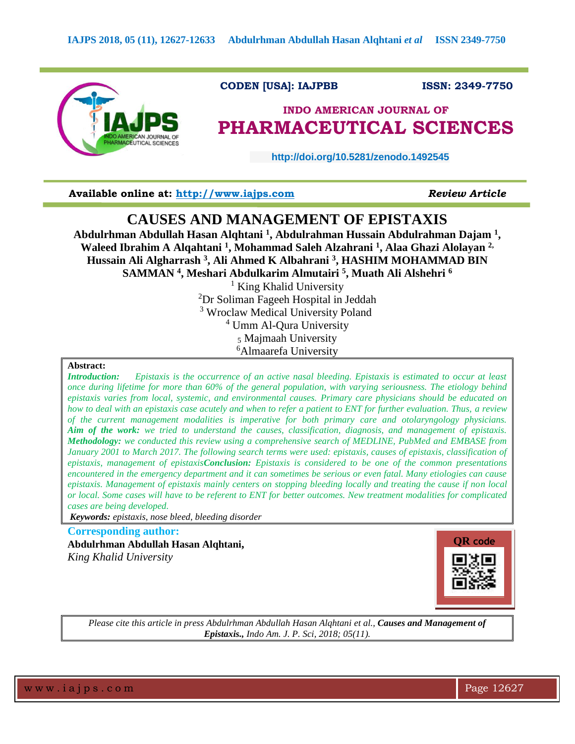CODEN [USA]: IAJPBB ISSN: 2349-7750

## INDO AMERICAN JOURNAL OF PHARMACEUTICAL SCIENCES

http://doi.org/10.5281/zenodo.1492545

Available online at: http://www.iajps.com *Review Article*

# CAUSES AND MANAGEMENT OF EPISTAXIS

**Abdulrhman Abdullah Hasan Alqhtani [1], Abdulrahman Hussain Abdulrahman Dajam [1], Waleed Ibrahim A Alqahtani [1], Mohammad Saleh Alzahrani [1], Alaa Ghazi Alolayan [2], Hussain Ali Algharrash [3], Ali Ahmed K Albahrani [3], HASHIM MOHAMMAD BIN SAMMAN [4], Meshari Abdulkarim Almutairi [5], Muath Ali Alshehri [6]**

[1] King Khalid University
[2] Dr Soliman Fageeh Hospital in Jeddah
[3] Wroclaw Medical University Poland
[4] Umm Al-Qura University
[5] Majmaah University
[6] Almaarefa University

**Abstract:**

***Introduction:*** *Epistaxis is the occurrence of an active nasal bleeding. Epistaxis is estimated to occur at least once during lifetime for more than 60% of the general population, with varying seriousness. The etiology behind epistaxis varies from local, systemic, and environmental causes. Primary care physicians should be educated on how to deal with an epistaxis case acutely and when to refer a patient to ENT for further evaluation. Thus, a review of the current management modalities is imperative for both primary care and otolaryngology physicians.* ***Aim of the work:*** *we tried to understand the causes, classification, diagnosis, and management of epistaxis.* ***Methodology:*** *we conducted this review using a comprehensive search of MEDLINE, PubMed and EMBASE from January 2001 to March 2017. The following search terms were used: epistaxis, causes of epistaxis, classification of epistaxis, management of epistaxis****Conclusion:*** *Epistaxis is considered to be one of the common presentations encountered in the emergency department and it can sometimes be serious or even fatal. Many etiologies can cause epistaxis. Management of epistaxis mainly centers on stopping bleeding locally and treating the cause if non local or local. Some cases will have to be referent to ENT for better outcomes. New treatment modalities for complicated cases are being developed.*

***Keywords:*** *epistaxis, nose bleed, bleeding disorder*

**Corresponding author:**

**Abdulrhman Abdullah Hasan Alqhtani,**
*King Khalid University*

QR code

*Please cite this article in press Abdulrhman Abdullah Hasan Alqhtani et al.,* ***Causes and Management of Epistaxis.,*** *Indo Am. J. P. Sci, 2018; 05(11).*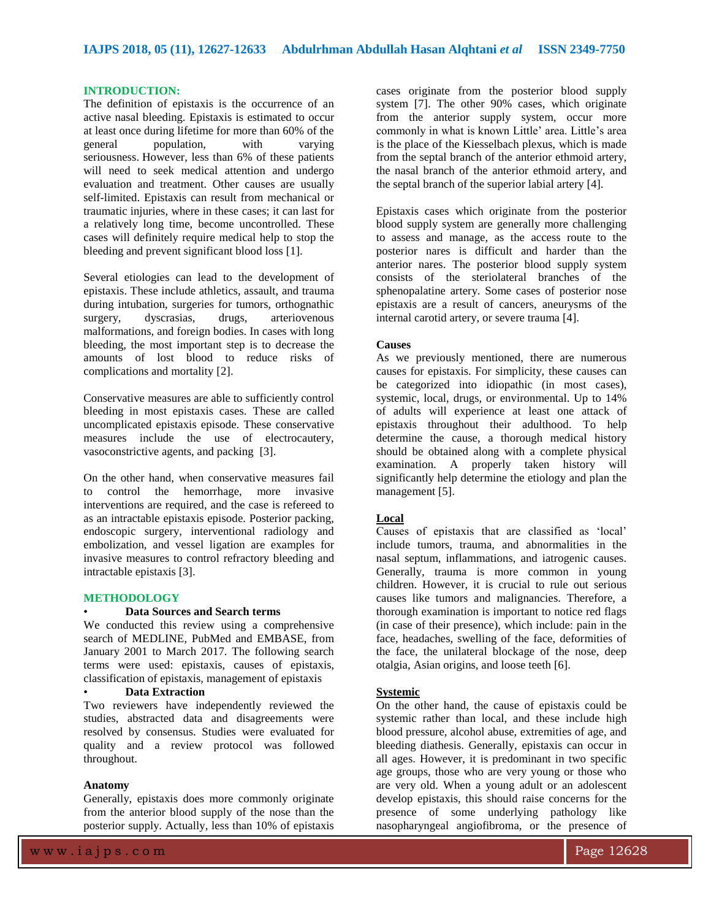## INTRODUCTION:

The definition of epistaxis is the occurrence of an active nasal bleeding. Epistaxis is estimated to occur at least once during lifetime for more than 60% of the general population, with varying seriousness. However, less than 6% of these patients will need to seek medical attention and undergo evaluation and treatment. Other causes are usually self-limited. Epistaxis can result from mechanical or traumatic injuries, where in these cases; it can last for a relatively long time, become uncontrolled. These cases will definitely require medical help to stop the bleeding and prevent significant blood loss [1].

Several etiologies can lead to the development of epistaxis. These include athletics, assault, and trauma during intubation, surgeries for tumors, orthognathic surgery, dyscrasias, drugs, arteriovenous malformations, and foreign bodies. In cases with long bleeding, the most important step is to decrease the amounts of lost blood to reduce risks of complications and mortality [2].

Conservative measures are able to sufficiently control bleeding in most epistaxis cases. These are called uncomplicated epistaxis episode. These conservative measures include the use of electrocautery, vasoconstrictive agents, and packing [3].

On the other hand, when conservative measures fail to control the hemorrhage, more invasive interventions are required, and the case is refereed to as an intractable epistaxis episode. Posterior packing, endoscopic surgery, interventional radiology and embolization, and vessel ligation are examples for invasive measures to control refractory bleeding and intractable epistaxis [3].

## METHODOLOGY

- **Data Sources and Search terms**

We conducted this review using a comprehensive search of MEDLINE, PubMed and EMBASE, from January 2001 to March 2017. The following search terms were used: epistaxis, causes of epistaxis, classification of epistaxis, management of epistaxis

- **Data Extraction**

Two reviewers have independently reviewed the studies, abstracted data and disagreements were resolved by consensus. Studies were evaluated for quality and a review protocol was followed throughout.

### Anatomy

Generally, epistaxis does more commonly originate from the anterior blood supply of the nose than the posterior supply. Actually, less than 10% of epistaxis cases originate from the posterior blood supply system [7]. The other 90% cases, which originate from the anterior supply system, occur more commonly in what is known Little' area. Little's area is the place of the Kiesselbach plexus, which is made from the septal branch of the anterior ethmoid artery, the nasal branch of the anterior ethmoid artery, and the septal branch of the superior labial artery [4].

Epistaxis cases which originate from the posterior blood supply system are generally more challenging to assess and manage, as the access route to the posterior nares is difficult and harder than the anterior nares. The posterior blood supply system consists of the steriolateral branches of the sphenopalatine artery. Some cases of posterior nose epistaxis are a result of cancers, aneurysms of the internal carotid artery, or severe trauma [4].

### Causes

As we previously mentioned, there are numerous causes for epistaxis. For simplicity, these causes can be categorized into idiopathic (in most cases), systemic, local, drugs, or environmental. Up to 14% of adults will experience at least one attack of epistaxis throughout their adulthood. To help determine the cause, a thorough medical history should be obtained along with a complete physical examination. A properly taken history will significantly help determine the etiology and plan the management [5].

#### Local

Causes of epistaxis that are classified as 'local' include tumors, trauma, and abnormalities in the nasal septum, inflammations, and iatrogenic causes. Generally, trauma is more common in young children. However, it is crucial to rule out serious causes like tumors and malignancies. Therefore, a thorough examination is important to notice red flags (in case of their presence), which include: pain in the face, headaches, swelling of the face, deformities of the face, the unilateral blockage of the nose, deep otalgia, Asian origins, and loose teeth [6].

#### Systemic

On the other hand, the cause of epistaxis could be systemic rather than local, and these include high blood pressure, alcohol abuse, extremities of age, and bleeding diathesis. Generally, epistaxis can occur in all ages. However, it is predominant in two specific age groups, those who are very young or those who are very old. When a young adult or an adolescent develop epistaxis, this should raise concerns for the presence of some underlying pathology like nasopharyngeal angiofibroma, or the presence of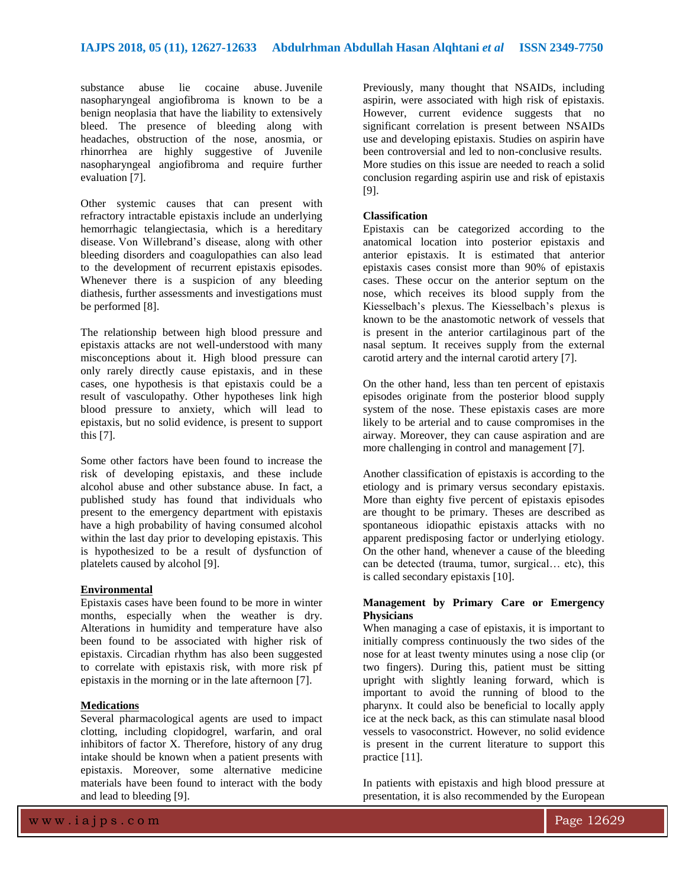substance abuse lie cocaine abuse. Juvenile nasopharyngeal angiofibroma is known to be a benign neoplasia that have the liability to extensively bleed. The presence of bleeding along with headaches, obstruction of the nose, anosmia, or rhinorrhea are highly suggestive of Juvenile nasopharyngeal angiofibroma and require further evaluation [7].

Other systemic causes that can present with refractory intractable epistaxis include an underlying hemorrhagic telangiectasia, which is a hereditary disease. Von Willebrand's disease, along with other bleeding disorders and coagulopathies can also lead to the development of recurrent epistaxis episodes. Whenever there is a suspicion of any bleeding diathesis, further assessments and investigations must be performed [8].

The relationship between high blood pressure and epistaxis attacks are not well-understood with many misconceptions about it. High blood pressure can only rarely directly cause epistaxis, and in these cases, one hypothesis is that epistaxis could be a result of vasculopathy. Other hypotheses link high blood pressure to anxiety, which will lead to epistaxis, but no solid evidence, is present to support this [7].

Some other factors have been found to increase the risk of developing epistaxis, and these include alcohol abuse and other substance abuse. In fact, a published study has found that individuals who present to the emergency department with epistaxis have a high probability of having consumed alcohol within the last day prior to developing epistaxis. This is hypothesized to be a result of dysfunction of platelets caused by alcohol [9].

**Environmental**

Epistaxis cases have been found to be more in winter months, especially when the weather is dry. Alterations in humidity and temperature have also been found to be associated with higher risk of epistaxis. Circadian rhythm has also been suggested to correlate with epistaxis risk, with more risk pf epistaxis in the morning or in the late afternoon [7].

**Medications**

Several pharmacological agents are used to impact clotting, including clopidogrel, warfarin, and oral inhibitors of factor X. Therefore, history of any drug intake should be known when a patient presents with epistaxis. Moreover, some alternative medicine materials have been found to interact with the body and lead to bleeding [9].

Previously, many thought that NSAIDs, including aspirin, were associated with high risk of epistaxis. However, current evidence suggests that no significant correlation is present between NSAIDs use and developing epistaxis. Studies on aspirin have been controversial and led to non-conclusive results. More studies on this issue are needed to reach a solid conclusion regarding aspirin use and risk of epistaxis [9].

**Classification**

Epistaxis can be categorized according to the anatomical location into posterior epistaxis and anterior epistaxis. It is estimated that anterior epistaxis cases consist more than 90% of epistaxis cases. These occur on the anterior septum on the nose, which receives its blood supply from the Kiesselbach's plexus. The Kiesselbach's plexus is known to be the anastomotic network of vessels that is present in the anterior cartilaginous part of the nasal septum. It receives supply from the external carotid artery and the internal carotid artery [7].

On the other hand, less than ten percent of epistaxis episodes originate from the posterior blood supply system of the nose. These epistaxis cases are more likely to be arterial and to cause compromises in the airway. Moreover, they can cause aspiration and are more challenging in control and management [7].

Another classification of epistaxis is according to the etiology and is primary versus secondary epistaxis. More than eighty five percent of epistaxis episodes are thought to be primary. Theses are described as spontaneous idiopathic epistaxis attacks with no apparent predisposing factor or underlying etiology. On the other hand, whenever a cause of the bleeding can be detected (trauma, tumor, surgical… etc), this is called secondary epistaxis [10].

**Management by Primary Care or Emergency Physicians**

When managing a case of epistaxis, it is important to initially compress continuously the two sides of the nose for at least twenty minutes using a nose clip (or two fingers). During this, patient must be sitting upright with slightly leaning forward, which is important to avoid the running of blood to the pharynx. It could also be beneficial to locally apply ice at the neck back, as this can stimulate nasal blood vessels to vasoconstrict. However, no solid evidence is present in the current literature to support this practice [11].

In patients with epistaxis and high blood pressure at presentation, it is also recommended by the European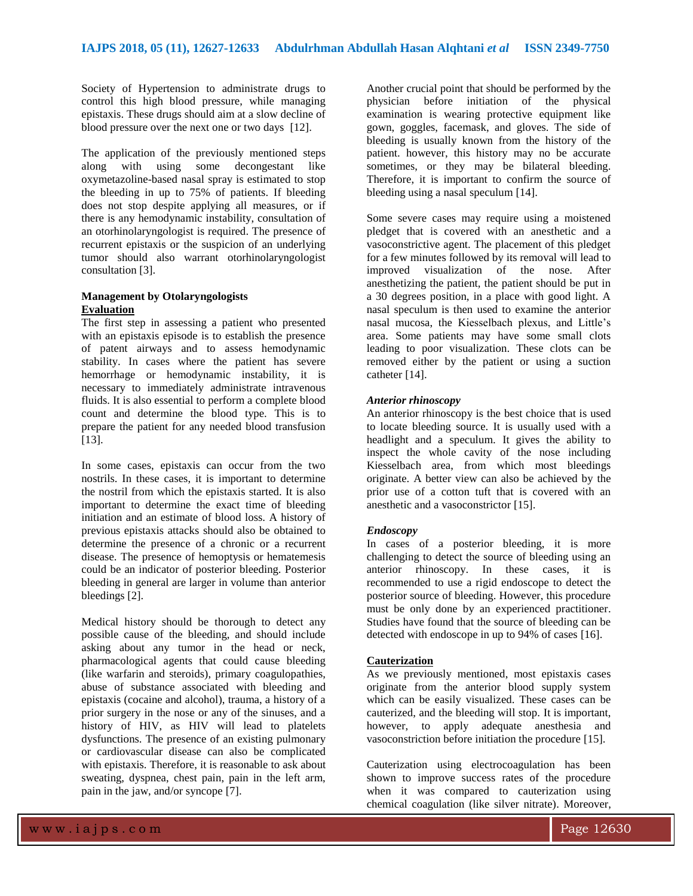Society of Hypertension to administrate drugs to control this high blood pressure, while managing epistaxis. These drugs should aim at a slow decline of blood pressure over the next one or two days [12].

The application of the previously mentioned steps along with using some decongestant like oxymetazoline-based nasal spray is estimated to stop the bleeding in up to 75% of patients. If bleeding does not stop despite applying all measures, or if there is any hemodynamic instability, consultation of an otorhinolaryngologist is required. The presence of recurrent epistaxis or the suspicion of an underlying tumor should also warrant otorhinolaryngologist consultation [3].

**Management by Otolaryngologists**

**Evaluation**

The first step in assessing a patient who presented with an epistaxis episode is to establish the presence of patent airways and to assess hemodynamic stability. In cases where the patient has severe hemorrhage or hemodynamic instability, it is necessary to immediately administrate intravenous fluids. It is also essential to perform a complete blood count and determine the blood type. This is to prepare the patient for any needed blood transfusion [13].

In some cases, epistaxis can occur from the two nostrils. In these cases, it is important to determine the nostril from which the epistaxis started. It is also important to determine the exact time of bleeding initiation and an estimate of blood loss. A history of previous epistaxis attacks should also be obtained to determine the presence of a chronic or a recurrent disease. The presence of hemoptysis or hematemesis could be an indicator of posterior bleeding. Posterior bleeding in general are larger in volume than anterior bleedings [2].

Medical history should be thorough to detect any possible cause of the bleeding, and should include asking about any tumor in the head or neck, pharmacological agents that could cause bleeding (like warfarin and steroids), primary coagulopathies, abuse of substance associated with bleeding and epistaxis (cocaine and alcohol), trauma, a history of a prior surgery in the nose or any of the sinuses, and a history of HIV, as HIV will lead to platelets dysfunctions. The presence of an existing pulmonary or cardiovascular disease can also be complicated with epistaxis. Therefore, it is reasonable to ask about sweating, dyspnea, chest pain, pain in the left arm, pain in the jaw, and/or syncope [7].

Another crucial point that should be performed by the physician before initiation of the physical examination is wearing protective equipment like gown, goggles, facemask, and gloves. The side of bleeding is usually known from the history of the patient. however, this history may no be accurate sometimes, or they may be bilateral bleeding. Therefore, it is important to confirm the source of bleeding using a nasal speculum [14].

Some severe cases may require using a moistened pledget that is covered with an anesthetic and a vasoconstrictive agent. The placement of this pledget for a few minutes followed by its removal will lead to improved visualization of the nose. After anesthetizing the patient, the patient should be put in a 30 degrees position, in a place with good light. A nasal speculum is then used to examine the anterior nasal mucosa, the Kiesselbach plexus, and Little's area. Some patients may have some small clots leading to poor visualization. These clots can be removed either by the patient or using a suction catheter [14].

***Anterior rhinoscopy***

An anterior rhinoscopy is the best choice that is used to locate bleeding source. It is usually used with a headlight and a speculum. It gives the ability to inspect the whole cavity of the nose including Kiesselbach area, from which most bleedings originate. A better view can also be achieved by the prior use of a cotton tuft that is covered with an anesthetic and a vasoconstrictor [15].

***Endoscopy***

In cases of a posterior bleeding, it is more challenging to detect the source of bleeding using an anterior rhinoscopy. In these cases, it is recommended to use a rigid endoscope to detect the posterior source of bleeding. However, this procedure must be only done by an experienced practitioner. Studies have found that the source of bleeding can be detected with endoscope in up to 94% of cases [16].

**Cauterization**

As we previously mentioned, most epistaxis cases originate from the anterior blood supply system which can be easily visualized. These cases can be cauterized, and the bleeding will stop. It is important, however, to apply adequate anesthesia and vasoconstriction before initiation the procedure [15].

Cauterization using electrocoagulation has been shown to improve success rates of the procedure when it was compared to cauterization using chemical coagulation (like silver nitrate). Moreover,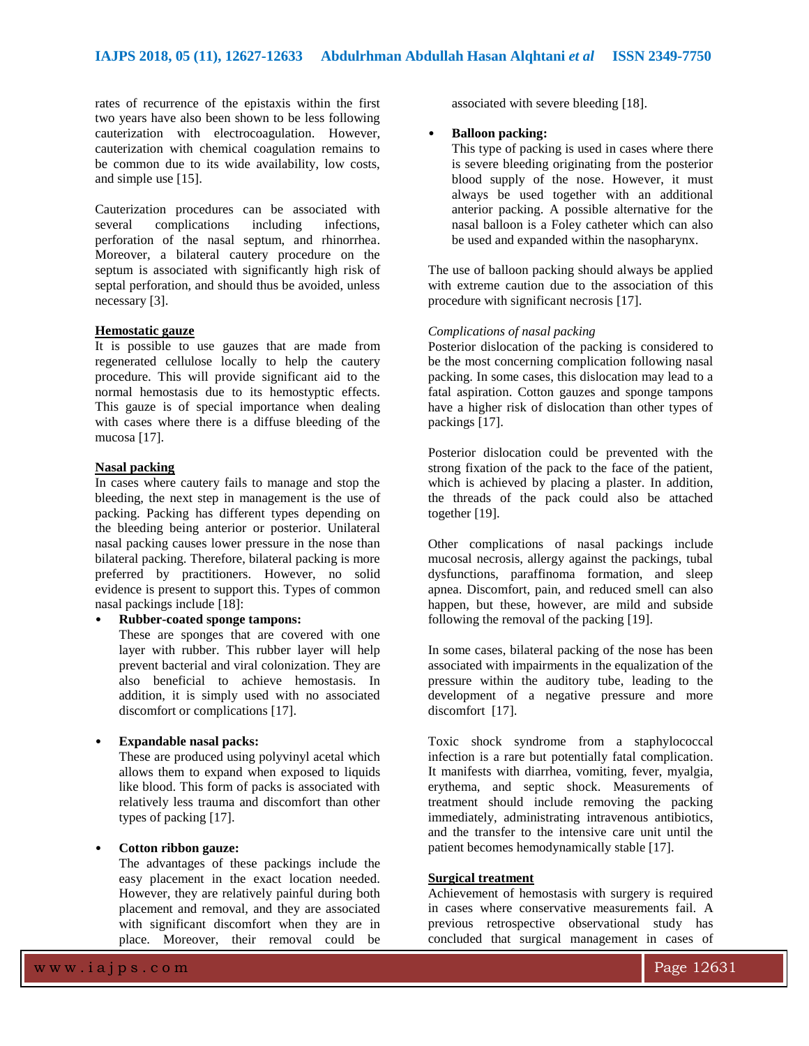rates of recurrence of the epistaxis within the first two years have also been shown to be less following cauterization with electrocoagulation. However, cauterization with chemical coagulation remains to be common due to its wide availability, low costs, and simple use [15].

Cauterization procedures can be associated with several complications including infections, perforation of the nasal septum, and rhinorrhea. Moreover, a bilateral cautery procedure on the septum is associated with significantly high risk of septal perforation, and should thus be avoided, unless necessary [3].

**Hemostatic gauze**

It is possible to use gauzes that are made from regenerated cellulose locally to help the cautery procedure. This will provide significant aid to the normal hemostasis due to its hemostyptic effects. This gauze is of special importance when dealing with cases where there is a diffuse bleeding of the mucosa [17].

**Nasal packing**

In cases where cautery fails to manage and stop the bleeding, the next step in management is the use of packing. Packing has different types depending on the bleeding being anterior or posterior. Unilateral nasal packing causes lower pressure in the nose than bilateral packing. Therefore, bilateral packing is more preferred by practitioners. However, no solid evidence is present to support this. Types of common nasal packings include [18]:

- **Rubber-coated sponge tampons:**
  These are sponges that are covered with one layer with rubber. This rubber layer will help prevent bacterial and viral colonization. They are also beneficial to achieve hemostasis. In addition, it is simply used with no associated discomfort or complications [17].

- **Expandable nasal packs:**
  These are produced using polyvinyl acetal which allows them to expand when exposed to liquids like blood. This form of packs is associated with relatively less trauma and discomfort than other types of packing [17].

- **Cotton ribbon gauze:**
  The advantages of these packings include the easy placement in the exact location needed. However, they are relatively painful during both placement and removal, and they are associated with significant discomfort when they are in place. Moreover, their removal could be associated with severe bleeding [18].

- **Balloon packing:**
  This type of packing is used in cases where there is severe bleeding originating from the posterior blood supply of the nose. However, it must always be used together with an additional anterior packing. A possible alternative for the nasal balloon is a Foley catheter which can also be used and expanded within the nasopharynx.

The use of balloon packing should always be applied with extreme caution due to the association of this procedure with significant necrosis [17].

*Complications of nasal packing*

Posterior dislocation of the packing is considered to be the most concerning complication following nasal packing. In some cases, this dislocation may lead to a fatal aspiration. Cotton gauzes and sponge tampons have a higher risk of dislocation than other types of packings [17].

Posterior dislocation could be prevented with the strong fixation of the pack to the face of the patient, which is achieved by placing a plaster. In addition, the threads of the pack could also be attached together [19].

Other complications of nasal packings include mucosal necrosis, allergy against the packings, tubal dysfunctions, paraffinoma formation, and sleep apnea. Discomfort, pain, and reduced smell can also happen, but these, however, are mild and subside following the removal of the packing [19].

In some cases, bilateral packing of the nose has been associated with impairments in the equalization of the pressure within the auditory tube, leading to the development of a negative pressure and more discomfort [17].

Toxic shock syndrome from a staphylococcal infection is a rare but potentially fatal complication. It manifests with diarrhea, vomiting, fever, myalgia, erythema, and septic shock. Measurements of treatment should include removing the packing immediately, administrating intravenous antibiotics, and the transfer to the intensive care unit until the patient becomes hemodynamically stable [17].

**Surgical treatment**

Achievement of hemostasis with surgery is required in cases where conservative measurements fail. A previous retrospective observational study has concluded that surgical management in cases of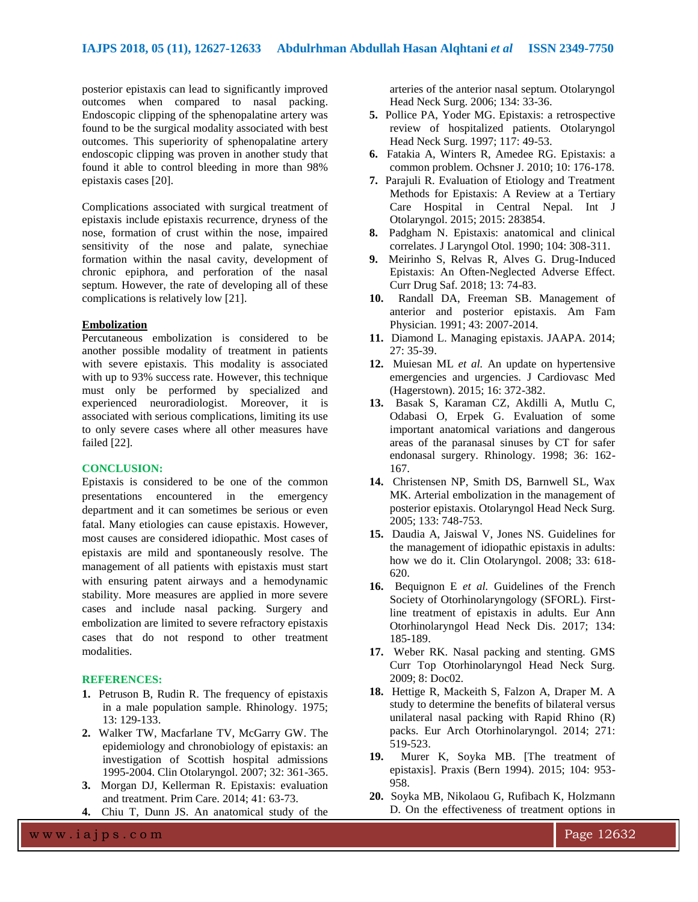posterior epistaxis can lead to significantly improved outcomes when compared to nasal packing. Endoscopic clipping of the sphenopalatine artery was found to be the surgical modality associated with best outcomes. This superiority of sphenopalatine artery endoscopic clipping was proven in another study that found it able to control bleeding in more than 98% epistaxis cases [20].

Complications associated with surgical treatment of epistaxis include epistaxis recurrence, dryness of the nose, formation of crust within the nose, impaired sensitivity of the nose and palate, synechiae formation within the nasal cavity, development of chronic epiphora, and perforation of the nasal septum. However, the rate of developing all of these complications is relatively low [21].

**Embolization**

Percutaneous embolization is considered to be another possible modality of treatment in patients with severe epistaxis. This modality is associated with up to 93% success rate. However, this technique must only be performed by specialized and experienced neuroradiologist. Moreover, it is associated with serious complications, limiting its use to only severe cases where all other measures have failed [22].

## CONCLUSION:

Epistaxis is considered to be one of the common presentations encountered in the emergency department and it can sometimes be serious or even fatal. Many etiologies can cause epistaxis. However, most causes are considered idiopathic. Most cases of epistaxis are mild and spontaneously resolve. The management of all patients with epistaxis must start with ensuring patent airways and a hemodynamic stability. More measures are applied in more severe cases and include nasal packing. Surgery and embolization are limited to severe refractory epistaxis cases that do not respond to other treatment modalities.

## REFERENCES:

1. Petruson B, Rudin R. The frequency of epistaxis in a male population sample. Rhinology. 1975; 13: 129-133.
2. Walker TW, Macfarlane TV, McGarry GW. The epidemiology and chronobiology of epistaxis: an investigation of Scottish hospital admissions 1995-2004. Clin Otolaryngol. 2007; 32: 361-365.
3. Morgan DJ, Kellerman R. Epistaxis: evaluation and treatment. Prim Care. 2014; 41: 63-73.
4. Chiu T, Dunn JS. An anatomical study of the arteries of the anterior nasal septum. Otolaryngol Head Neck Surg. 2006; 134: 33-36.
5. Pollice PA, Yoder MG. Epistaxis: a retrospective review of hospitalized patients. Otolaryngol Head Neck Surg. 1997; 117: 49-53.
6. Fatakia A, Winters R, Amedee RG. Epistaxis: a common problem. Ochsner J. 2010; 10: 176-178.
7. Parajuli R. Evaluation of Etiology and Treatment Methods for Epistaxis: A Review at a Tertiary Care Hospital in Central Nepal. Int J Otolaryngol. 2015; 2015: 283854.
8. Padgham N. Epistaxis: anatomical and clinical correlates. J Laryngol Otol. 1990; 104: 308-311.
9. Meirinho S, Relvas R, Alves G. Drug-Induced Epistaxis: An Often-Neglected Adverse Effect. Curr Drug Saf. 2018; 13: 74-83.
10. Randall DA, Freeman SB. Management of anterior and posterior epistaxis. Am Fam Physician. 1991; 43: 2007-2014.
11. Diamond L. Managing epistaxis. JAAPA. 2014; 27: 35-39.
12. Muiesan ML *et al.* An update on hypertensive emergencies and urgencies. J Cardiovasc Med (Hagerstown). 2015; 16: 372-382.
13. Basak S, Karaman CZ, Akdilli A, Mutlu C, Odabasi O, Erpek G. Evaluation of some important anatomical variations and dangerous areas of the paranasal sinuses by CT for safer endonasal surgery. Rhinology. 1998; 36: 162-167.
14. Christensen NP, Smith DS, Barnwell SL, Wax MK. Arterial embolization in the management of posterior epistaxis. Otolaryngol Head Neck Surg. 2005; 133: 748-753.
15. Daudia A, Jaiswal V, Jones NS. Guidelines for the management of idiopathic epistaxis in adults: how we do it. Clin Otolaryngol. 2008; 33: 618-620.
16. Bequignon E *et al.* Guidelines of the French Society of Otorhinolaryngology (SFORL). First-line treatment of epistaxis in adults. Eur Ann Otorhinolaryngol Head Neck Dis. 2017; 134: 185-189.
17. Weber RK. Nasal packing and stenting. GMS Curr Top Otorhinolaryngol Head Neck Surg. 2009; 8: Doc02.
18. Hettige R, Mackeith S, Falzon A, Draper M. A study to determine the benefits of bilateral versus unilateral nasal packing with Rapid Rhino (R) packs. Eur Arch Otorhinolaryngol. 2014; 271: 519-523.
19. Murer K, Soyka MB. [The treatment of epistaxis]. Praxis (Bern 1994). 2015; 104: 953-958.
20. Soyka MB, Nikolaou G, Rufibach K, Holzmann D. On the effectiveness of treatment options in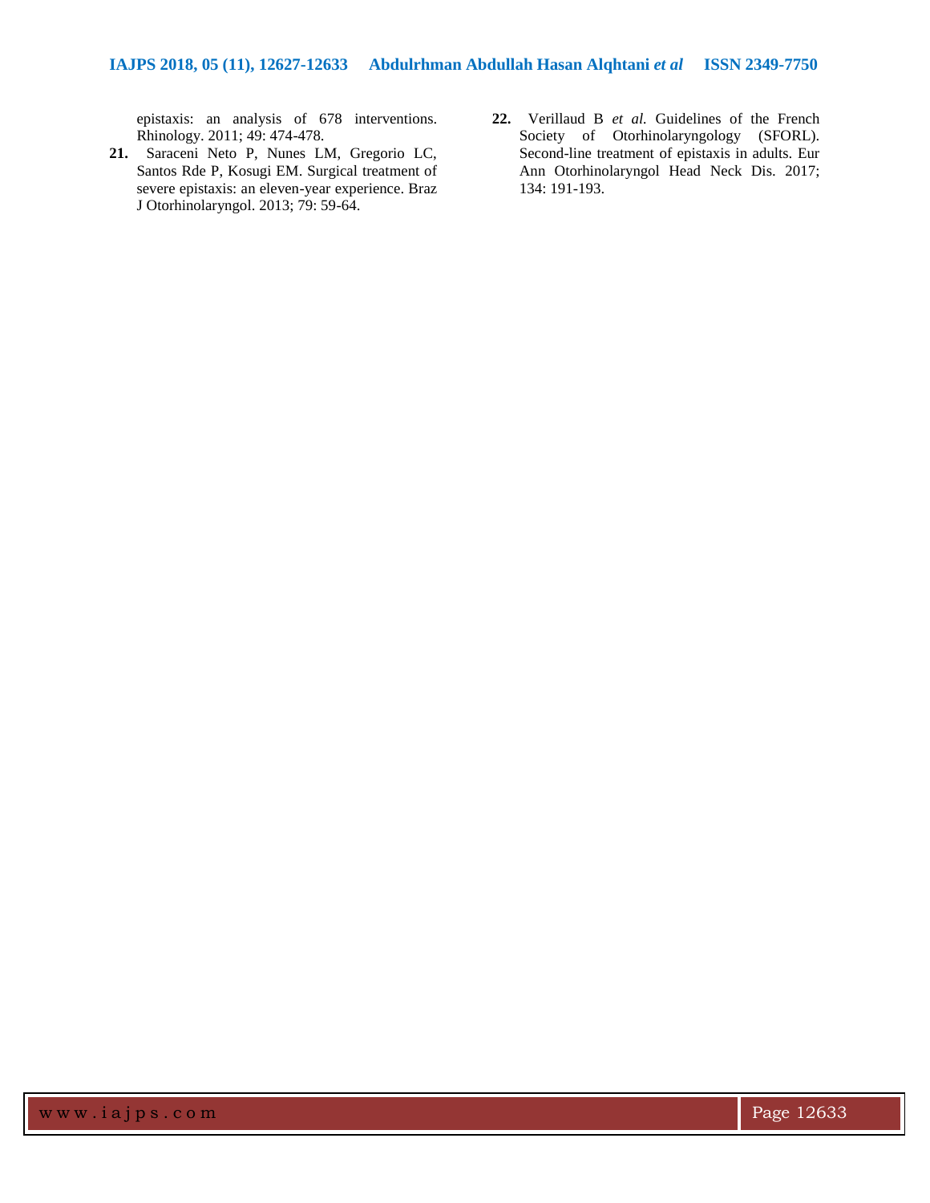epistaxis: an analysis of 678 interventions. Rhinology. 2011; 49: 474-478.

**21.** Saraceni Neto P, Nunes LM, Gregorio LC, Santos Rde P, Kosugi EM. Surgical treatment of severe epistaxis: an eleven-year experience. Braz J Otorhinolaryngol. 2013; 79: 59-64.

**22.** Verillaud B *et al.* Guidelines of the French Society of Otorhinolaryngology (SFORL). Second-line treatment of epistaxis in adults. Eur Ann Otorhinolaryngol Head Neck Dis. 2017; 134: 191-193.